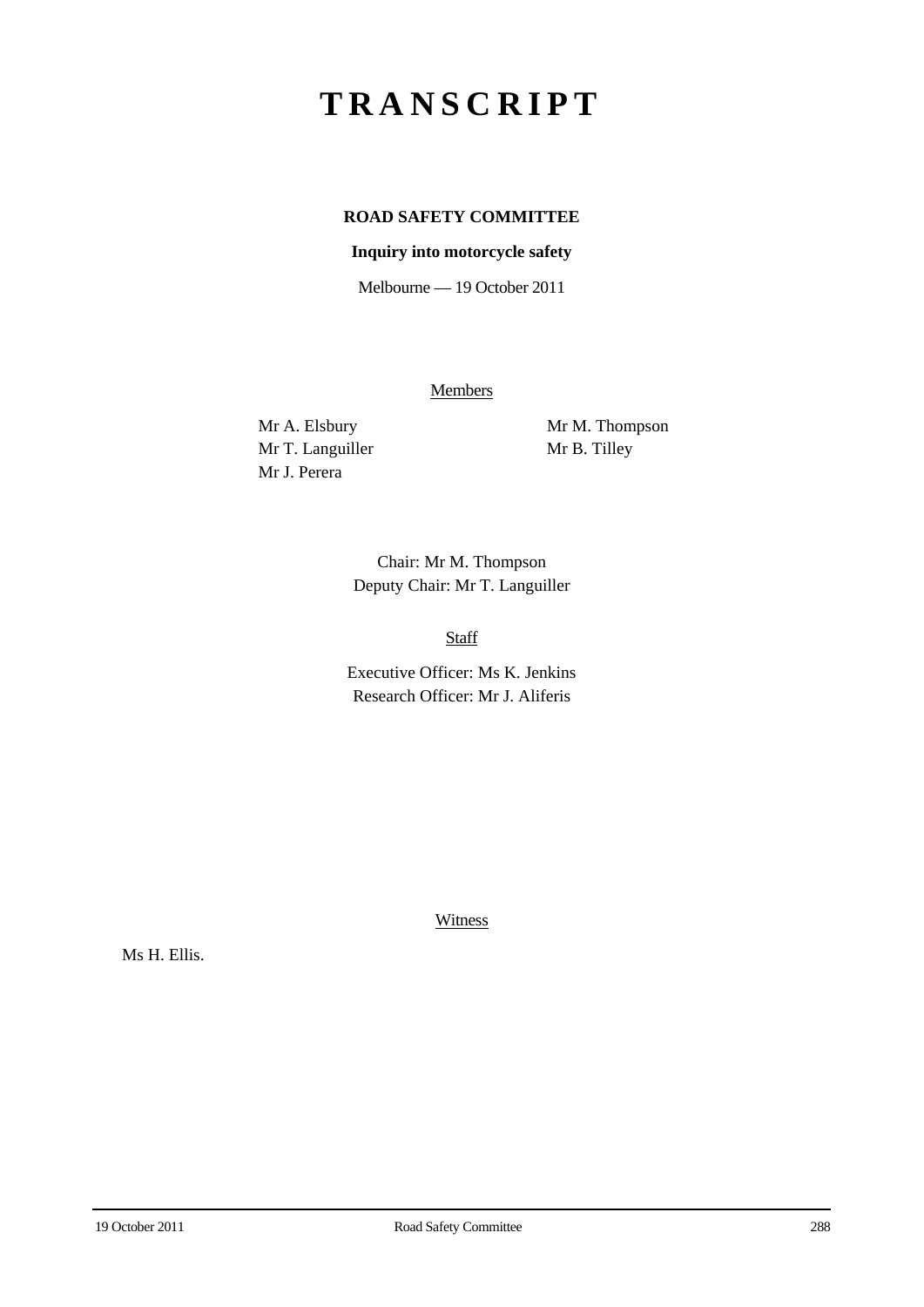# TRANSCRIPT

**ROAD SAFETY COMMITTEE**

**Inquiry into motorcycle safety**

Melbourne — 19 October 2011

Members

Mr A. Elsbury
Mr T. Languiller
Mr J. Perera
Mr M. Thompson
Mr B. Tilley

Chair: Mr M. Thompson
Deputy Chair: Mr T. Languiller

Staff

Executive Officer: Ms K. Jenkins
Research Officer: Mr J. Aliferis

Witness

Ms H. Ellis.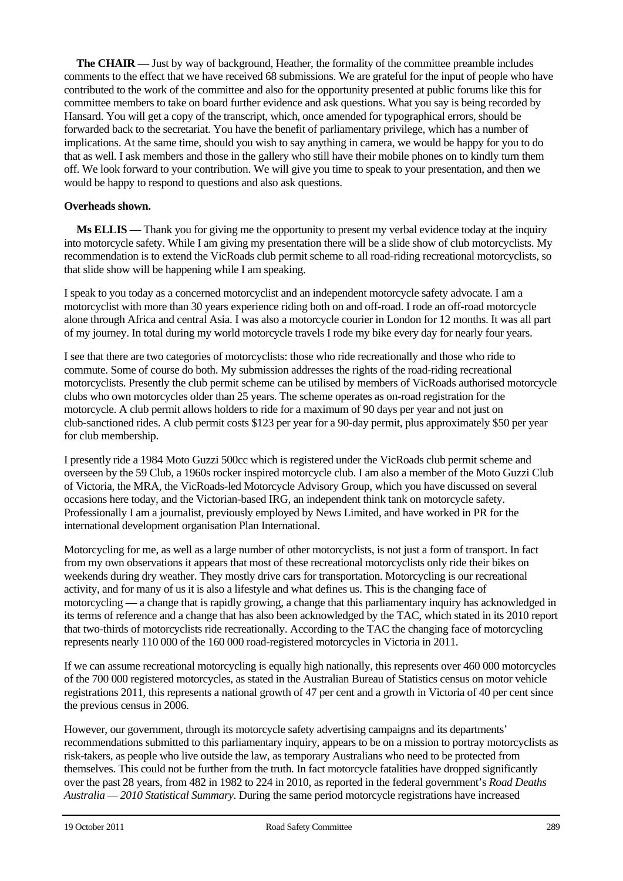**The CHAIR** — Just by way of background, Heather, the formality of the committee preamble includes comments to the effect that we have received 68 submissions. We are grateful for the input of people who have contributed to the work of the committee and also for the opportunity presented at public forums like this for committee members to take on board further evidence and ask questions. What you say is being recorded by Hansard. You will get a copy of the transcript, which, once amended for typographical errors, should be forwarded back to the secretariat. You have the benefit of parliamentary privilege, which has a number of implications. At the same time, should you wish to say anything in camera, we would be happy for you to do that as well. I ask members and those in the gallery who still have their mobile phones on to kindly turn them off. We look forward to your contribution. We will give you time to speak to your presentation, and then we would be happy to respond to questions and also ask questions.

**Overheads shown.**

**Ms ELLIS** — Thank you for giving me the opportunity to present my verbal evidence today at the inquiry into motorcycle safety. While I am giving my presentation there will be a slide show of club motorcyclists. My recommendation is to extend the VicRoads club permit scheme to all road-riding recreational motorcyclists, so that slide show will be happening while I am speaking.

I speak to you today as a concerned motorcyclist and an independent motorcycle safety advocate. I am a motorcyclist with more than 30 years experience riding both on and off-road. I rode an off-road motorcycle alone through Africa and central Asia. I was also a motorcycle courier in London for 12 months. It was all part of my journey. In total during my world motorcycle travels I rode my bike every day for nearly four years.

I see that there are two categories of motorcyclists: those who ride recreationally and those who ride to commute. Some of course do both. My submission addresses the rights of the road-riding recreational motorcyclists. Presently the club permit scheme can be utilised by members of VicRoads authorised motorcycle clubs who own motorcycles older than 25 years. The scheme operates as on-road registration for the motorcycle. A club permit allows holders to ride for a maximum of 90 days per year and not just on club-sanctioned rides. A club permit costs $123 per year for a 90-day permit, plus approximately $50 per year for club membership.

I presently ride a 1984 Moto Guzzi 500cc which is registered under the VicRoads club permit scheme and overseen by the 59 Club, a 1960s rocker inspired motorcycle club. I am also a member of the Moto Guzzi Club of Victoria, the MRA, the VicRoads-led Motorcycle Advisory Group, which you have discussed on several occasions here today, and the Victorian-based IRG, an independent think tank on motorcycle safety. Professionally I am a journalist, previously employed by News Limited, and have worked in PR for the international development organisation Plan International.

Motorcycling for me, as well as a large number of other motorcyclists, is not just a form of transport. In fact from my own observations it appears that most of these recreational motorcyclists only ride their bikes on weekends during dry weather. They mostly drive cars for transportation. Motorcycling is our recreational activity, and for many of us it is also a lifestyle and what defines us. This is the changing face of motorcycling — a change that is rapidly growing, a change that this parliamentary inquiry has acknowledged in its terms of reference and a change that has also been acknowledged by the TAC, which stated in its 2010 report that two-thirds of motorcyclists ride recreationally. According to the TAC the changing face of motorcycling represents nearly 110 000 of the 160 000 road-registered motorcycles in Victoria in 2011.

If we can assume recreational motorcycling is equally high nationally, this represents over 460 000 motorcycles of the 700 000 registered motorcycles, as stated in the Australian Bureau of Statistics census on motor vehicle registrations 2011, this represents a national growth of 47 per cent and a growth in Victoria of 40 per cent since the previous census in 2006.

However, our government, through its motorcycle safety advertising campaigns and its departments' recommendations submitted to this parliamentary inquiry, appears to be on a mission to portray motorcyclists as risk-takers, as people who live outside the law, as temporary Australians who need to be protected from themselves. This could not be further from the truth. In fact motorcycle fatalities have dropped significantly over the past 28 years, from 482 in 1982 to 224 in 2010, as reported in the federal government's *Road Deaths Australia — 2010 Statistical Summary*. During the same period motorcycle registrations have increased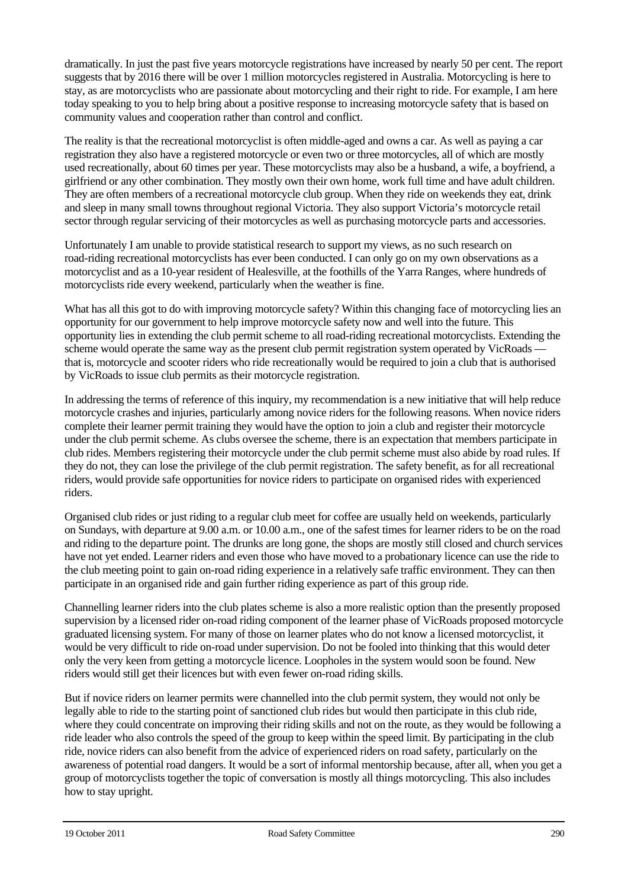dramatically. In just the past five years motorcycle registrations have increased by nearly 50 per cent. The report suggests that by 2016 there will be over 1 million motorcycles registered in Australia. Motorcycling is here to stay, as are motorcyclists who are passionate about motorcycling and their right to ride. For example, I am here today speaking to you to help bring about a positive response to increasing motorcycle safety that is based on community values and cooperation rather than control and conflict.

The reality is that the recreational motorcyclist is often middle-aged and owns a car. As well as paying a car registration they also have a registered motorcycle or even two or three motorcycles, all of which are mostly used recreationally, about 60 times per year. These motorcyclists may also be a husband, a wife, a boyfriend, a girlfriend or any other combination. They mostly own their own home, work full time and have adult children. They are often members of a recreational motorcycle club group. When they ride on weekends they eat, drink and sleep in many small towns throughout regional Victoria. They also support Victoria's motorcycle retail sector through regular servicing of their motorcycles as well as purchasing motorcycle parts and accessories.

Unfortunately I am unable to provide statistical research to support my views, as no such research on road-riding recreational motorcyclists has ever been conducted. I can only go on my own observations as a motorcyclist and as a 10-year resident of Healesville, at the foothills of the Yarra Ranges, where hundreds of motorcyclists ride every weekend, particularly when the weather is fine.

What has all this got to do with improving motorcycle safety? Within this changing face of motorcycling lies an opportunity for our government to help improve motorcycle safety now and well into the future. This opportunity lies in extending the club permit scheme to all road-riding recreational motorcyclists. Extending the scheme would operate the same way as the present club permit registration system operated by VicRoads — that is, motorcycle and scooter riders who ride recreationally would be required to join a club that is authorised by VicRoads to issue club permits as their motorcycle registration.

In addressing the terms of reference of this inquiry, my recommendation is a new initiative that will help reduce motorcycle crashes and injuries, particularly among novice riders for the following reasons. When novice riders complete their learner permit training they would have the option to join a club and register their motorcycle under the club permit scheme. As clubs oversee the scheme, there is an expectation that members participate in club rides. Members registering their motorcycle under the club permit scheme must also abide by road rules. If they do not, they can lose the privilege of the club permit registration. The safety benefit, as for all recreational riders, would provide safe opportunities for novice riders to participate on organised rides with experienced riders.

Organised club rides or just riding to a regular club meet for coffee are usually held on weekends, particularly on Sundays, with departure at 9.00 a.m. or 10.00 a.m., one of the safest times for learner riders to be on the road and riding to the departure point. The drunks are long gone, the shops are mostly still closed and church services have not yet ended. Learner riders and even those who have moved to a probationary licence can use the ride to the club meeting point to gain on-road riding experience in a relatively safe traffic environment. They can then participate in an organised ride and gain further riding experience as part of this group ride.

Channelling learner riders into the club plates scheme is also a more realistic option than the presently proposed supervision by a licensed rider on-road riding component of the learner phase of VicRoads proposed motorcycle graduated licensing system. For many of those on learner plates who do not know a licensed motorcyclist, it would be very difficult to ride on-road under supervision. Do not be fooled into thinking that this would deter only the very keen from getting a motorcycle licence. Loopholes in the system would soon be found. New riders would still get their licences but with even fewer on-road riding skills.

But if novice riders on learner permits were channelled into the club permit system, they would not only be legally able to ride to the starting point of sanctioned club rides but would then participate in this club ride, where they could concentrate on improving their riding skills and not on the route, as they would be following a ride leader who also controls the speed of the group to keep within the speed limit. By participating in the club ride, novice riders can also benefit from the advice of experienced riders on road safety, particularly on the awareness of potential road dangers. It would be a sort of informal mentorship because, after all, when you get a group of motorcyclists together the topic of conversation is mostly all things motorcycling. This also includes how to stay upright.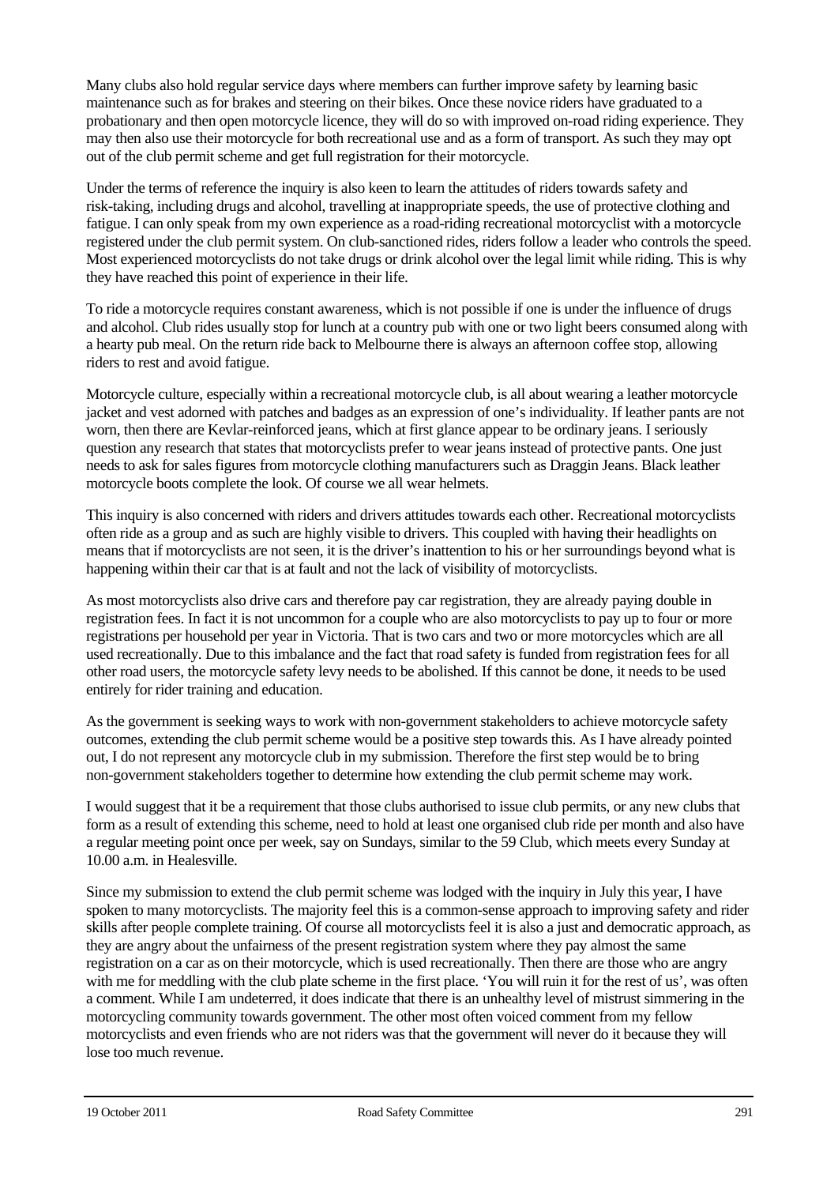Many clubs also hold regular service days where members can further improve safety by learning basic maintenance such as for brakes and steering on their bikes. Once these novice riders have graduated to a probationary and then open motorcycle licence, they will do so with improved on-road riding experience. They may then also use their motorcycle for both recreational use and as a form of transport. As such they may opt out of the club permit scheme and get full registration for their motorcycle.

Under the terms of reference the inquiry is also keen to learn the attitudes of riders towards safety and risk-taking, including drugs and alcohol, travelling at inappropriate speeds, the use of protective clothing and fatigue. I can only speak from my own experience as a road-riding recreational motorcyclist with a motorcycle registered under the club permit system. On club-sanctioned rides, riders follow a leader who controls the speed. Most experienced motorcyclists do not take drugs or drink alcohol over the legal limit while riding. This is why they have reached this point of experience in their life.

To ride a motorcycle requires constant awareness, which is not possible if one is under the influence of drugs and alcohol. Club rides usually stop for lunch at a country pub with one or two light beers consumed along with a hearty pub meal. On the return ride back to Melbourne there is always an afternoon coffee stop, allowing riders to rest and avoid fatigue.

Motorcycle culture, especially within a recreational motorcycle club, is all about wearing a leather motorcycle jacket and vest adorned with patches and badges as an expression of one's individuality. If leather pants are not worn, then there are Kevlar-reinforced jeans, which at first glance appear to be ordinary jeans. I seriously question any research that states that motorcyclists prefer to wear jeans instead of protective pants. One just needs to ask for sales figures from motorcycle clothing manufacturers such as Draggin Jeans. Black leather motorcycle boots complete the look. Of course we all wear helmets.

This inquiry is also concerned with riders and drivers attitudes towards each other. Recreational motorcyclists often ride as a group and as such are highly visible to drivers. This coupled with having their headlights on means that if motorcyclists are not seen, it is the driver's inattention to his or her surroundings beyond what is happening within their car that is at fault and not the lack of visibility of motorcyclists.

As most motorcyclists also drive cars and therefore pay car registration, they are already paying double in registration fees. In fact it is not uncommon for a couple who are also motorcyclists to pay up to four or more registrations per household per year in Victoria. That is two cars and two or more motorcycles which are all used recreationally. Due to this imbalance and the fact that road safety is funded from registration fees for all other road users, the motorcycle safety levy needs to be abolished. If this cannot be done, it needs to be used entirely for rider training and education.

As the government is seeking ways to work with non-government stakeholders to achieve motorcycle safety outcomes, extending the club permit scheme would be a positive step towards this. As I have already pointed out, I do not represent any motorcycle club in my submission. Therefore the first step would be to bring non-government stakeholders together to determine how extending the club permit scheme may work.

I would suggest that it be a requirement that those clubs authorised to issue club permits, or any new clubs that form as a result of extending this scheme, need to hold at least one organised club ride per month and also have a regular meeting point once per week, say on Sundays, similar to the 59 Club, which meets every Sunday at 10.00 a.m. in Healesville.

Since my submission to extend the club permit scheme was lodged with the inquiry in July this year, I have spoken to many motorcyclists. The majority feel this is a common-sense approach to improving safety and rider skills after people complete training. Of course all motorcyclists feel it is also a just and democratic approach, as they are angry about the unfairness of the present registration system where they pay almost the same registration on a car as on their motorcycle, which is used recreationally. Then there are those who are angry with me for meddling with the club plate scheme in the first place. 'You will ruin it for the rest of us', was often a comment. While I am undeterred, it does indicate that there is an unhealthy level of mistrust simmering in the motorcycling community towards government. The other most often voiced comment from my fellow motorcyclists and even friends who are not riders was that the government will never do it because they will lose too much revenue.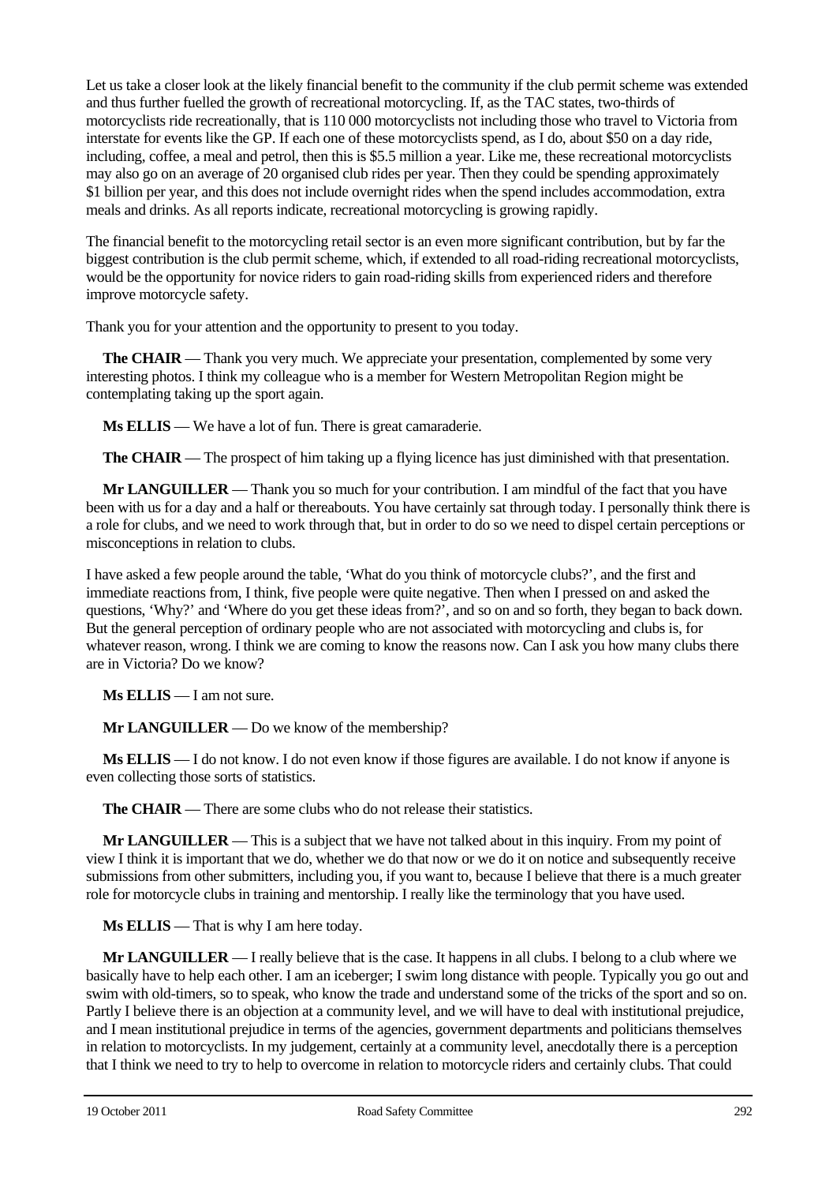Let us take a closer look at the likely financial benefit to the community if the club permit scheme was extended and thus further fuelled the growth of recreational motorcycling. If, as the TAC states, two-thirds of motorcyclists ride recreationally, that is 110 000 motorcyclists not including those who travel to Victoria from interstate for events like the GP. If each one of these motorcyclists spend, as I do, about $50 on a day ride, including, coffee, a meal and petrol, then this is $5.5 million a year. Like me, these recreational motorcyclists may also go on an average of 20 organised club rides per year. Then they could be spending approximately $1 billion per year, and this does not include overnight rides when the spend includes accommodation, extra meals and drinks. As all reports indicate, recreational motorcycling is growing rapidly.

The financial benefit to the motorcycling retail sector is an even more significant contribution, but by far the biggest contribution is the club permit scheme, which, if extended to all road-riding recreational motorcyclists, would be the opportunity for novice riders to gain road-riding skills from experienced riders and therefore improve motorcycle safety.

Thank you for your attention and the opportunity to present to you today.

**The CHAIR** — Thank you very much. We appreciate your presentation, complemented by some very interesting photos. I think my colleague who is a member for Western Metropolitan Region might be contemplating taking up the sport again.

**Ms ELLIS** — We have a lot of fun. There is great camaraderie.

**The CHAIR** — The prospect of him taking up a flying licence has just diminished with that presentation.

**Mr LANGUILLER** — Thank you so much for your contribution. I am mindful of the fact that you have been with us for a day and a half or thereabouts. You have certainly sat through today. I personally think there is a role for clubs, and we need to work through that, but in order to do so we need to dispel certain perceptions or misconceptions in relation to clubs.

I have asked a few people around the table, 'What do you think of motorcycle clubs?', and the first and immediate reactions from, I think, five people were quite negative. Then when I pressed on and asked the questions, 'Why?' and 'Where do you get these ideas from?', and so on and so forth, they began to back down. But the general perception of ordinary people who are not associated with motorcycling and clubs is, for whatever reason, wrong. I think we are coming to know the reasons now. Can I ask you how many clubs there are in Victoria? Do we know?

**Ms ELLIS** — I am not sure.

**Mr LANGUILLER** — Do we know of the membership?

**Ms ELLIS** — I do not know. I do not even know if those figures are available. I do not know if anyone is even collecting those sorts of statistics.

**The CHAIR** — There are some clubs who do not release their statistics.

**Mr LANGUILLER** — This is a subject that we have not talked about in this inquiry. From my point of view I think it is important that we do, whether we do that now or we do it on notice and subsequently receive submissions from other submitters, including you, if you want to, because I believe that there is a much greater role for motorcycle clubs in training and mentorship. I really like the terminology that you have used.

**Ms ELLIS** — That is why I am here today.

**Mr LANGUILLER** — I really believe that is the case. It happens in all clubs. I belong to a club where we basically have to help each other. I am an iceberger; I swim long distance with people. Typically you go out and swim with old-timers, so to speak, who know the trade and understand some of the tricks of the sport and so on. Partly I believe there is an objection at a community level, and we will have to deal with institutional prejudice, and I mean institutional prejudice in terms of the agencies, government departments and politicians themselves in relation to motorcyclists. In my judgement, certainly at a community level, anecdotally there is a perception that I think we need to try to help to overcome in relation to motorcycle riders and certainly clubs. That could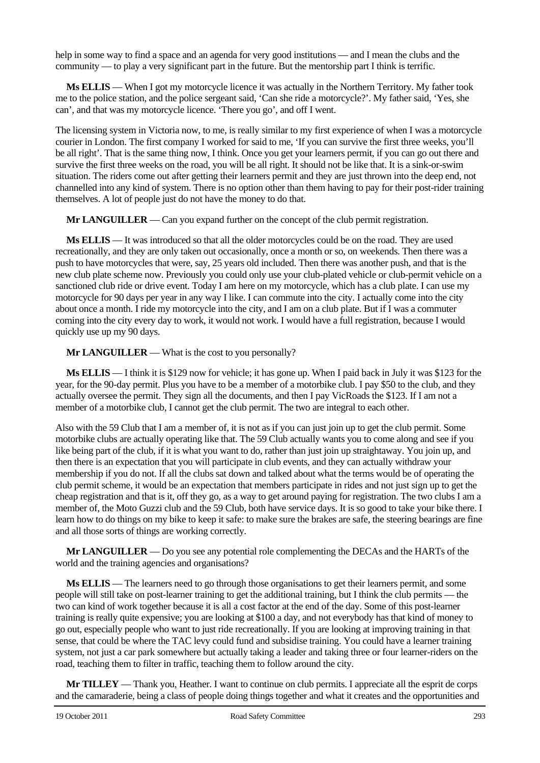help in some way to find a space and an agenda for very good institutions — and I mean the clubs and the community — to play a very significant part in the future. But the mentorship part I think is terrific.

**Ms ELLIS** — When I got my motorcycle licence it was actually in the Northern Territory. My father took me to the police station, and the police sergeant said, 'Can she ride a motorcycle?'. My father said, 'Yes, she can', and that was my motorcycle licence. 'There you go', and off I went.

The licensing system in Victoria now, to me, is really similar to my first experience of when I was a motorcycle courier in London. The first company I worked for said to me, 'If you can survive the first three weeks, you'll be all right'. That is the same thing now, I think. Once you get your learners permit, if you can go out there and survive the first three weeks on the road, you will be all right. It should not be like that. It is a sink-or-swim situation. The riders come out after getting their learners permit and they are just thrown into the deep end, not channelled into any kind of system. There is no option other than them having to pay for their post-rider training themselves. A lot of people just do not have the money to do that.

**Mr LANGUILLER** — Can you expand further on the concept of the club permit registration.

**Ms ELLIS** — It was introduced so that all the older motorcycles could be on the road. They are used recreationally, and they are only taken out occasionally, once a month or so, on weekends. Then there was a push to have motorcycles that were, say, 25 years old included. Then there was another push, and that is the new club plate scheme now. Previously you could only use your club-plated vehicle or club-permit vehicle on a sanctioned club ride or drive event. Today I am here on my motorcycle, which has a club plate. I can use my motorcycle for 90 days per year in any way I like. I can commute into the city. I actually come into the city about once a month. I ride my motorcycle into the city, and I am on a club plate. But if I was a commuter coming into the city every day to work, it would not work. I would have a full registration, because I would quickly use up my 90 days.

**Mr LANGUILLER** — What is the cost to you personally?

**Ms ELLIS** — I think it is $129 now for vehicle; it has gone up. When I paid back in July it was $123 for the year, for the 90-day permit. Plus you have to be a member of a motorbike club. I pay $50 to the club, and they actually oversee the permit. They sign all the documents, and then I pay VicRoads the $123. If I am not a member of a motorbike club, I cannot get the club permit. The two are integral to each other.

Also with the 59 Club that I am a member of, it is not as if you can just join up to get the club permit. Some motorbike clubs are actually operating like that. The 59 Club actually wants you to come along and see if you like being part of the club, if it is what you want to do, rather than just join up straightaway. You join up, and then there is an expectation that you will participate in club events, and they can actually withdraw your membership if you do not. If all the clubs sat down and talked about what the terms would be of operating the club permit scheme, it would be an expectation that members participate in rides and not just sign up to get the cheap registration and that is it, off they go, as a way to get around paying for registration. The two clubs I am a member of, the Moto Guzzi club and the 59 Club, both have service days. It is so good to take your bike there. I learn how to do things on my bike to keep it safe: to make sure the brakes are safe, the steering bearings are fine and all those sorts of things are working correctly.

**Mr LANGUILLER** — Do you see any potential role complementing the DECAs and the HARTs of the world and the training agencies and organisations?

**Ms ELLIS** — The learners need to go through those organisations to get their learners permit, and some people will still take on post-learner training to get the additional training, but I think the club permits — the two can kind of work together because it is all a cost factor at the end of the day. Some of this post-learner training is really quite expensive; you are looking at $100 a day, and not everybody has that kind of money to go out, especially people who want to just ride recreationally. If you are looking at improving training in that sense, that could be where the TAC levy could fund and subsidise training. You could have a learner training system, not just a car park somewhere but actually taking a leader and taking three or four learner-riders on the road, teaching them to filter in traffic, teaching them to follow around the city.

**Mr TILLEY** — Thank you, Heather. I want to continue on club permits. I appreciate all the esprit de corps and the camaraderie, being a class of people doing things together and what it creates and the opportunities and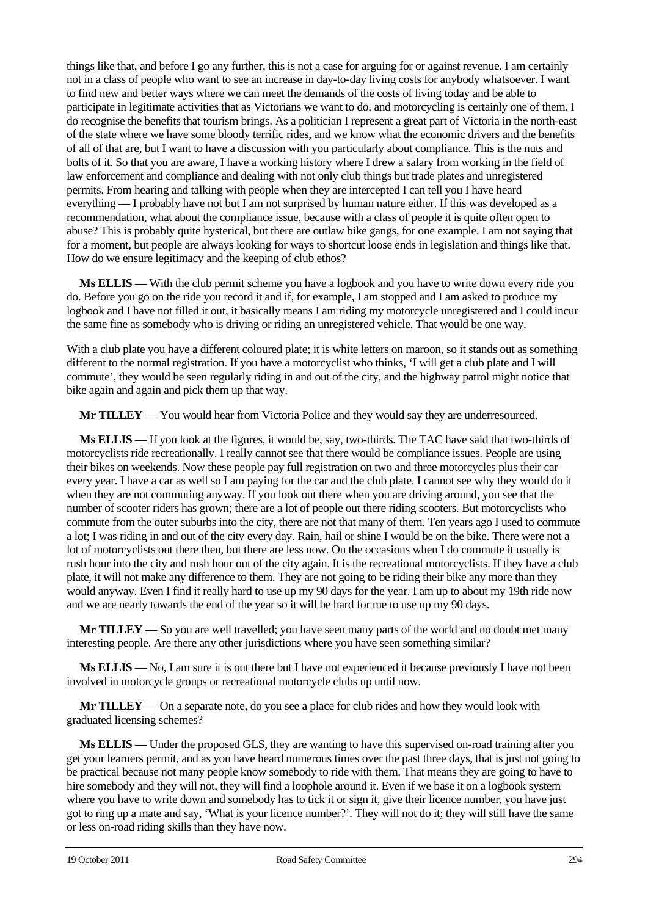things like that, and before I go any further, this is not a case for arguing for or against revenue. I am certainly not in a class of people who want to see an increase in day-to-day living costs for anybody whatsoever. I want to find new and better ways where we can meet the demands of the costs of living today and be able to participate in legitimate activities that as Victorians we want to do, and motorcycling is certainly one of them. I do recognise the benefits that tourism brings. As a politician I represent a great part of Victoria in the north-east of the state where we have some bloody terrific rides, and we know what the economic drivers and the benefits of all of that are, but I want to have a discussion with you particularly about compliance. This is the nuts and bolts of it. So that you are aware, I have a working history where I drew a salary from working in the field of law enforcement and compliance and dealing with not only club things but trade plates and unregistered permits. From hearing and talking with people when they are intercepted I can tell you I have heard everything — I probably have not but I am not surprised by human nature either. If this was developed as a recommendation, what about the compliance issue, because with a class of people it is quite often open to abuse? This is probably quite hysterical, but there are outlaw bike gangs, for one example. I am not saying that for a moment, but people are always looking for ways to shortcut loose ends in legislation and things like that. How do we ensure legitimacy and the keeping of club ethos?

**Ms ELLIS** — With the club permit scheme you have a logbook and you have to write down every ride you do. Before you go on the ride you record it and if, for example, I am stopped and I am asked to produce my logbook and I have not filled it out, it basically means I am riding my motorcycle unregistered and I could incur the same fine as somebody who is driving or riding an unregistered vehicle. That would be one way.

With a club plate you have a different coloured plate; it is white letters on maroon, so it stands out as something different to the normal registration. If you have a motorcyclist who thinks, 'I will get a club plate and I will commute', they would be seen regularly riding in and out of the city, and the highway patrol might notice that bike again and again and pick them up that way.

**Mr TILLEY** — You would hear from Victoria Police and they would say they are underresourced.

**Ms ELLIS** — If you look at the figures, it would be, say, two-thirds. The TAC have said that two-thirds of motorcyclists ride recreationally. I really cannot see that there would be compliance issues. People are using their bikes on weekends. Now these people pay full registration on two and three motorcycles plus their car every year. I have a car as well so I am paying for the car and the club plate. I cannot see why they would do it when they are not commuting anyway. If you look out there when you are driving around, you see that the number of scooter riders has grown; there are a lot of people out there riding scooters. But motorcyclists who commute from the outer suburbs into the city, there are not that many of them. Ten years ago I used to commute a lot; I was riding in and out of the city every day. Rain, hail or shine I would be on the bike. There were not a lot of motorcyclists out there then, but there are less now. On the occasions when I do commute it usually is rush hour into the city and rush hour out of the city again. It is the recreational motorcyclists. If they have a club plate, it will not make any difference to them. They are not going to be riding their bike any more than they would anyway. Even I find it really hard to use up my 90 days for the year. I am up to about my 19th ride now and we are nearly towards the end of the year so it will be hard for me to use up my 90 days.

**Mr TILLEY** — So you are well travelled; you have seen many parts of the world and no doubt met many interesting people. Are there any other jurisdictions where you have seen something similar?

**Ms ELLIS** — No, I am sure it is out there but I have not experienced it because previously I have not been involved in motorcycle groups or recreational motorcycle clubs up until now.

**Mr TILLEY** — On a separate note, do you see a place for club rides and how they would look with graduated licensing schemes?

**Ms ELLIS** — Under the proposed GLS, they are wanting to have this supervised on-road training after you get your learners permit, and as you have heard numerous times over the past three days, that is just not going to be practical because not many people know somebody to ride with them. That means they are going to have to hire somebody and they will not, they will find a loophole around it. Even if we base it on a logbook system where you have to write down and somebody has to tick it or sign it, give their licence number, you have just got to ring up a mate and say, 'What is your licence number?'. They will not do it; they will still have the same or less on-road riding skills than they have now.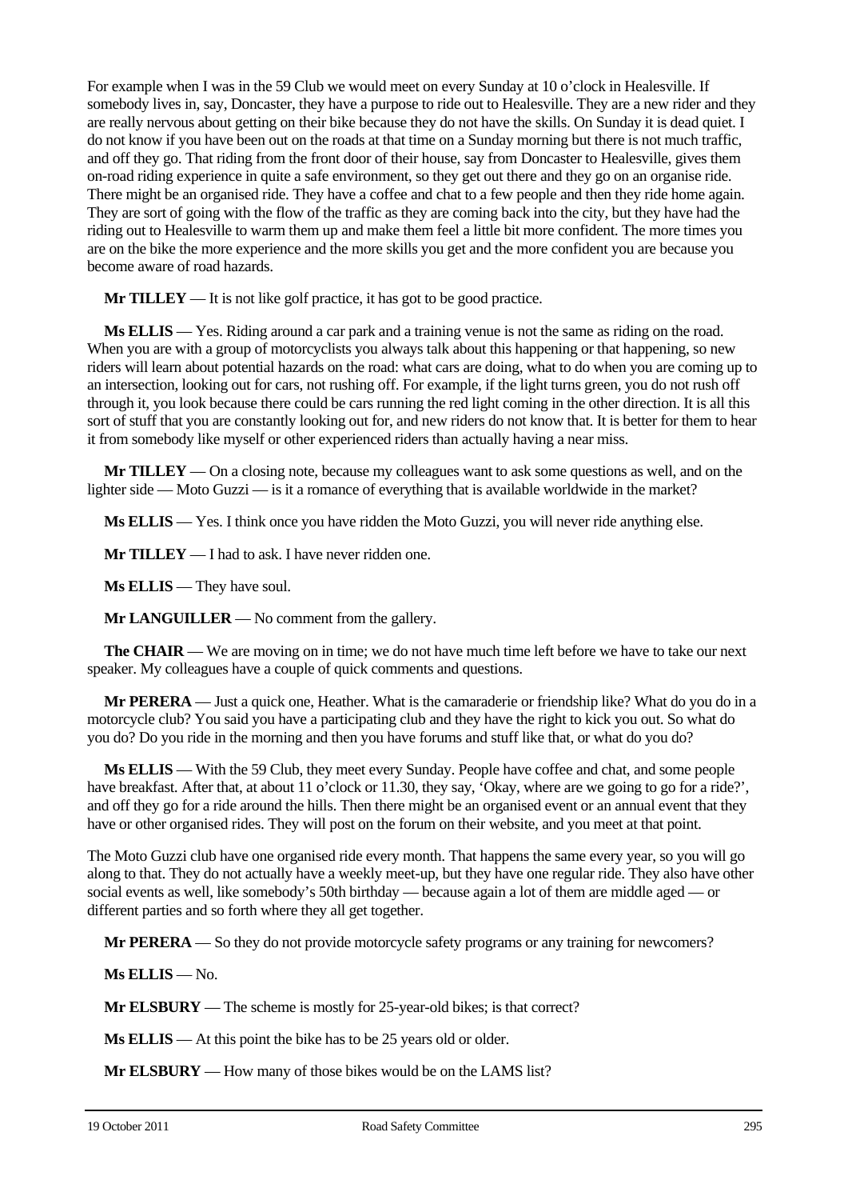For example when I was in the 59 Club we would meet on every Sunday at 10 o'clock in Healesville. If somebody lives in, say, Doncaster, they have a purpose to ride out to Healesville. They are a new rider and they are really nervous about getting on their bike because they do not have the skills. On Sunday it is dead quiet. I do not know if you have been out on the roads at that time on a Sunday morning but there is not much traffic, and off they go. That riding from the front door of their house, say from Doncaster to Healesville, gives them on-road riding experience in quite a safe environment, so they get out there and they go on an organise ride. There might be an organised ride. They have a coffee and chat to a few people and then they ride home again. They are sort of going with the flow of the traffic as they are coming back into the city, but they have had the riding out to Healesville to warm them up and make them feel a little bit more confident. The more times you are on the bike the more experience and the more skills you get and the more confident you are because you become aware of road hazards.

**Mr TILLEY** — It is not like golf practice, it has got to be good practice.

**Ms ELLIS** — Yes. Riding around a car park and a training venue is not the same as riding on the road. When you are with a group of motorcyclists you always talk about this happening or that happening, so new riders will learn about potential hazards on the road: what cars are doing, what to do when you are coming up to an intersection, looking out for cars, not rushing off. For example, if the light turns green, you do not rush off through it, you look because there could be cars running the red light coming in the other direction. It is all this sort of stuff that you are constantly looking out for, and new riders do not know that. It is better for them to hear it from somebody like myself or other experienced riders than actually having a near miss.

**Mr TILLEY** — On a closing note, because my colleagues want to ask some questions as well, and on the lighter side — Moto Guzzi — is it a romance of everything that is available worldwide in the market?

**Ms ELLIS** — Yes. I think once you have ridden the Moto Guzzi, you will never ride anything else.

**Mr TILLEY** — I had to ask. I have never ridden one.

**Ms ELLIS** — They have soul.

**Mr LANGUILLER** — No comment from the gallery.

**The CHAIR** — We are moving on in time; we do not have much time left before we have to take our next speaker. My colleagues have a couple of quick comments and questions.

**Mr PERERA** — Just a quick one, Heather. What is the camaraderie or friendship like? What do you do in a motorcycle club? You said you have a participating club and they have the right to kick you out. So what do you do? Do you ride in the morning and then you have forums and stuff like that, or what do you do?

**Ms ELLIS** — With the 59 Club, they meet every Sunday. People have coffee and chat, and some people have breakfast. After that, at about 11 o'clock or 11.30, they say, 'Okay, where are we going to go for a ride?', and off they go for a ride around the hills. Then there might be an organised event or an annual event that they have or other organised rides. They will post on the forum on their website, and you meet at that point.

The Moto Guzzi club have one organised ride every month. That happens the same every year, so you will go along to that. They do not actually have a weekly meet-up, but they have one regular ride. They also have other social events as well, like somebody's 50th birthday — because again a lot of them are middle aged — or different parties and so forth where they all get together.

**Mr PERERA** — So they do not provide motorcycle safety programs or any training for newcomers?

**Ms ELLIS** — No.

**Mr ELSBURY** — The scheme is mostly for 25-year-old bikes; is that correct?

**Ms ELLIS** — At this point the bike has to be 25 years old or older.

**Mr ELSBURY** — How many of those bikes would be on the LAMS list?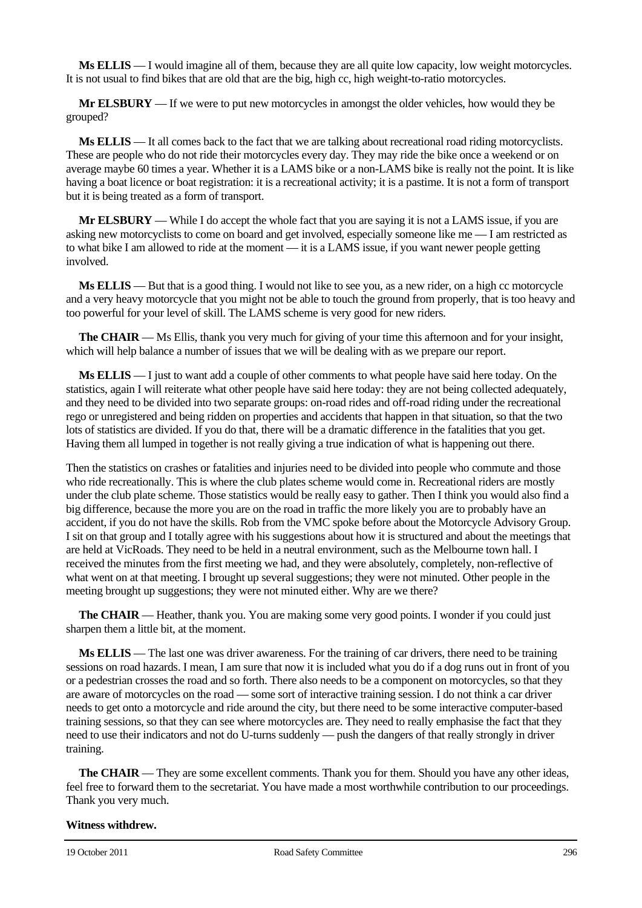**Ms ELLIS** — I would imagine all of them, because they are all quite low capacity, low weight motorcycles. It is not usual to find bikes that are old that are the big, high cc, high weight-to-ratio motorcycles.

**Mr ELSBURY** — If we were to put new motorcycles in amongst the older vehicles, how would they be grouped?

**Ms ELLIS** — It all comes back to the fact that we are talking about recreational road riding motorcyclists. These are people who do not ride their motorcycles every day. They may ride the bike once a weekend or on average maybe 60 times a year. Whether it is a LAMS bike or a non-LAMS bike is really not the point. It is like having a boat licence or boat registration: it is a recreational activity; it is a pastime. It is not a form of transport but it is being treated as a form of transport.

**Mr ELSBURY** — While I do accept the whole fact that you are saying it is not a LAMS issue, if you are asking new motorcyclists to come on board and get involved, especially someone like me — I am restricted as to what bike I am allowed to ride at the moment — it is a LAMS issue, if you want newer people getting involved.

**Ms ELLIS** — But that is a good thing. I would not like to see you, as a new rider, on a high cc motorcycle and a very heavy motorcycle that you might not be able to touch the ground from properly, that is too heavy and too powerful for your level of skill. The LAMS scheme is very good for new riders.

**The CHAIR** — Ms Ellis, thank you very much for giving of your time this afternoon and for your insight, which will help balance a number of issues that we will be dealing with as we prepare our report.

**Ms ELLIS** — I just to want add a couple of other comments to what people have said here today. On the statistics, again I will reiterate what other people have said here today: they are not being collected adequately, and they need to be divided into two separate groups: on-road rides and off-road riding under the recreational rego or unregistered and being ridden on properties and accidents that happen in that situation, so that the two lots of statistics are divided. If you do that, there will be a dramatic difference in the fatalities that you get. Having them all lumped in together is not really giving a true indication of what is happening out there.

Then the statistics on crashes or fatalities and injuries need to be divided into people who commute and those who ride recreationally. This is where the club plates scheme would come in. Recreational riders are mostly under the club plate scheme. Those statistics would be really easy to gather. Then I think you would also find a big difference, because the more you are on the road in traffic the more likely you are to probably have an accident, if you do not have the skills. Rob from the VMC spoke before about the Motorcycle Advisory Group. I sit on that group and I totally agree with his suggestions about how it is structured and about the meetings that are held at VicRoads. They need to be held in a neutral environment, such as the Melbourne town hall. I received the minutes from the first meeting we had, and they were absolutely, completely, non-reflective of what went on at that meeting. I brought up several suggestions; they were not minuted. Other people in the meeting brought up suggestions; they were not minuted either. Why are we there?

**The CHAIR** — Heather, thank you. You are making some very good points. I wonder if you could just sharpen them a little bit, at the moment.

**Ms ELLIS** — The last one was driver awareness. For the training of car drivers, there need to be training sessions on road hazards. I mean, I am sure that now it is included what you do if a dog runs out in front of you or a pedestrian crosses the road and so forth. There also needs to be a component on motorcycles, so that they are aware of motorcycles on the road — some sort of interactive training session. I do not think a car driver needs to get onto a motorcycle and ride around the city, but there need to be some interactive computer-based training sessions, so that they can see where motorcycles are. They need to really emphasise the fact that they need to use their indicators and not do U-turns suddenly — push the dangers of that really strongly in driver training.

**The CHAIR** — They are some excellent comments. Thank you for them. Should you have any other ideas, feel free to forward them to the secretariat. You have made a most worthwhile contribution to our proceedings. Thank you very much.

**Witness withdrew.**